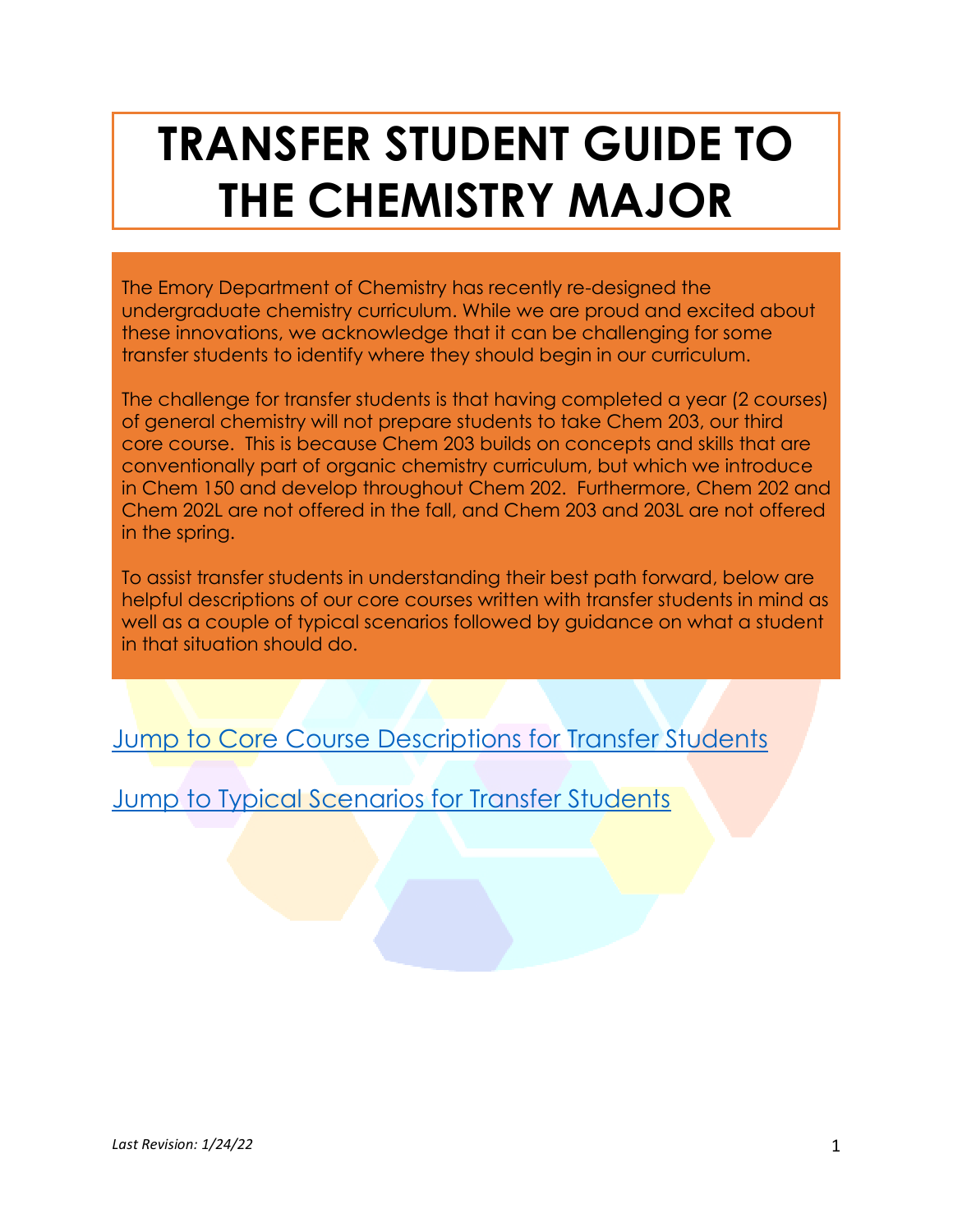# TRANSFER STUDENT GUIDE TO THE CHEMISTRY MAJOR

The Emory Department of Chemistry has recently re-designed the undergraduate chemistry curriculum. While we are proud and excited about these innovations, we acknowledge that it can be challenging for some transfer students to identify where they should begin in our curriculum.

The challenge for transfer students is that having completed a year (2 courses) of general chemistry will not prepare students to take Chem 203, our third core course. This is because Chem 203 builds on concepts and skills that are conventionally part of organic chemistry curriculum, but which we introduce in Chem 150 and develop throughout Chem 202. Furthermore, Chem 202 and Chem 202L are not offered in the fall, and Chem 203 and 203L are not offered in the spring.

To assist transfer students in understanding their best path forward, below are helpful descriptions of our core courses written with transfer students in mind as well as a couple of typical scenarios followed by guidance on what a student in that situation should do.

Jump to Core Course Descriptions for Transfer Students

Jump to Typical Scenarios for Transfer Students

*Last Revision: 1/24/22*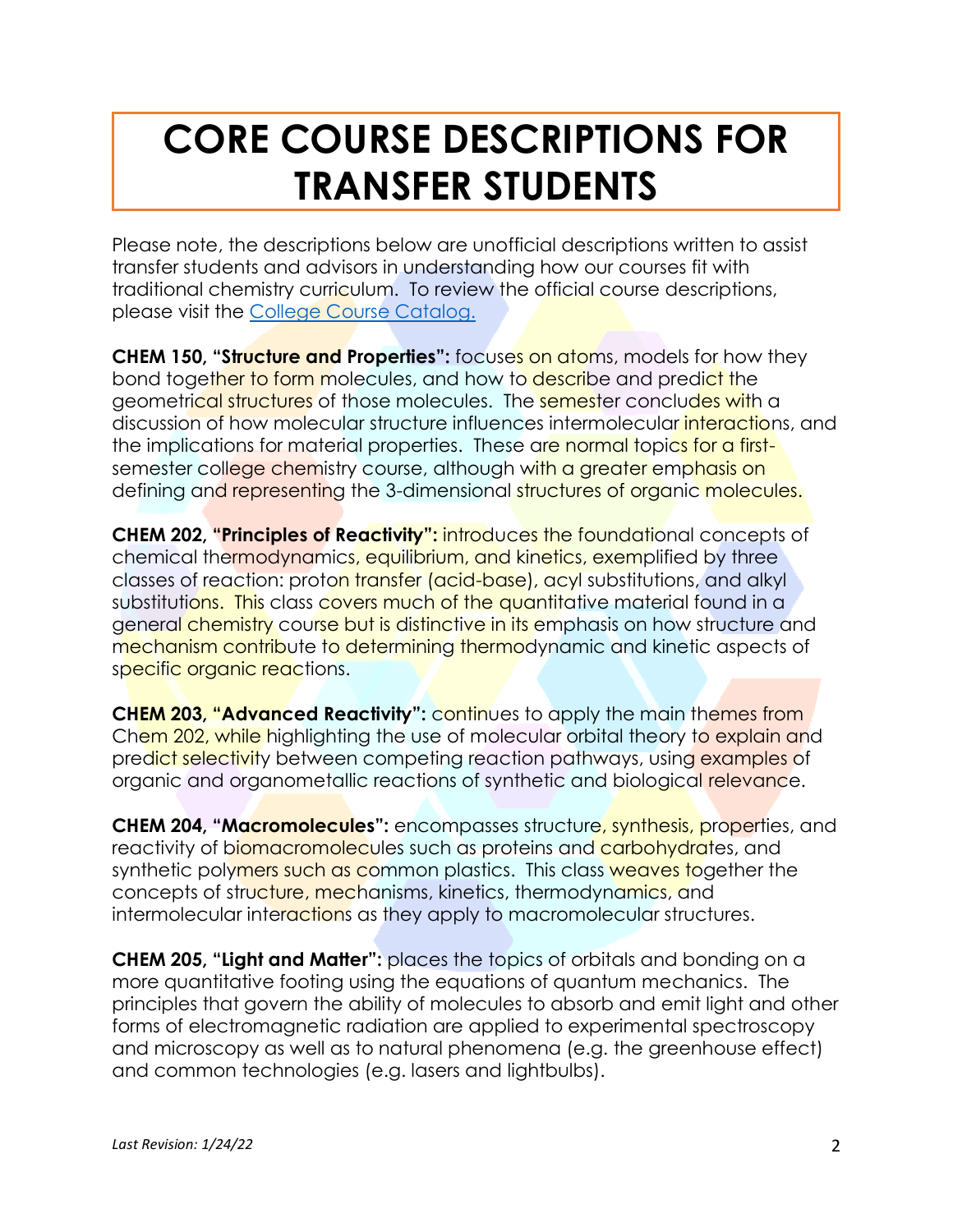# CORE COURSE DESCRIPTIONS FOR TRANSFER STUDENTS

Please note, the descriptions below are unofficial descriptions written to assist transfer students and advisors in understanding how our courses fit with traditional chemistry curriculum. To review the official course descriptions, please visit the College Course Catalog.

**CHEM 150, "Structure and Properties":** focuses on atoms, models for how they bond together to form molecules, and how to describe and predict the geometrical structures of those molecules. The semester concludes with a discussion of how molecular structure influences intermolecular interactions, and the implications for material properties. These are normal topics for a first-semester college chemistry course, although with a greater emphasis on defining and representing the 3-dimensional structures of organic molecules.

**CHEM 202, "Principles of Reactivity":** introduces the foundational concepts of chemical thermodynamics, equilibrium, and kinetics, exemplified by three classes of reaction: proton transfer (acid-base), acyl substitutions, and alkyl substitutions. This class covers much of the quantitative material found in a general chemistry course but is distinctive in its emphasis on how structure and mechanism contribute to determining thermodynamic and kinetic aspects of specific organic reactions.

**CHEM 203, "Advanced Reactivity":** continues to apply the main themes from Chem 202, while highlighting the use of molecular orbital theory to explain and predict selectivity between competing reaction pathways, using examples of organic and organometallic reactions of synthetic and biological relevance.

**CHEM 204, "Macromolecules":** encompasses structure, synthesis, properties, and reactivity of biomacromolecules such as proteins and carbohydrates, and synthetic polymers such as common plastics. This class weaves together the concepts of structure, mechanisms, kinetics, thermodynamics, and intermolecular interactions as they apply to macromolecular structures.

**CHEM 205, "Light and Matter":** places the topics of orbitals and bonding on a more quantitative footing using the equations of quantum mechanics. The principles that govern the ability of molecules to absorb and emit light and other forms of electromagnetic radiation are applied to experimental spectroscopy and microscopy as well as to natural phenomena (e.g. the greenhouse effect) and common technologies (e.g. lasers and lightbulbs).

*Last Revision: 1/24/22*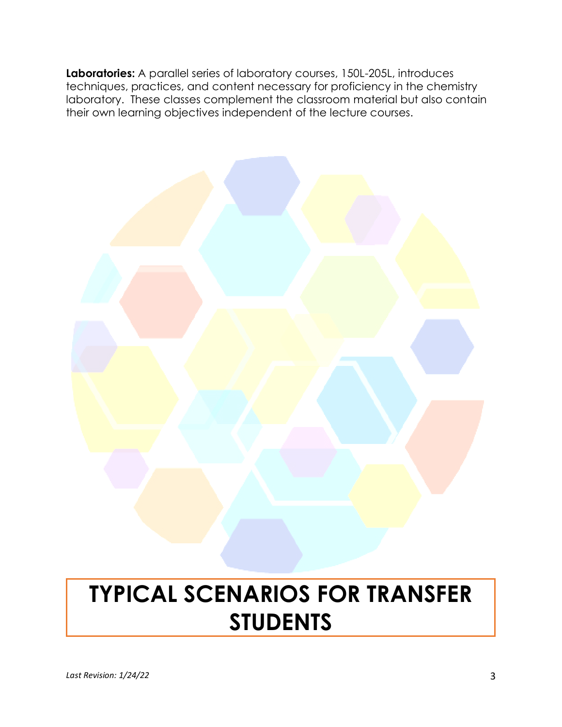**Laboratories:** A parallel series of laboratory courses, 150L-205L, introduces techniques, practices, and content necessary for proficiency in the chemistry laboratory. These classes complement the classroom material but also contain their own learning objectives independent of the lecture courses.

# TYPICAL SCENARIOS FOR TRANSFER STUDENTS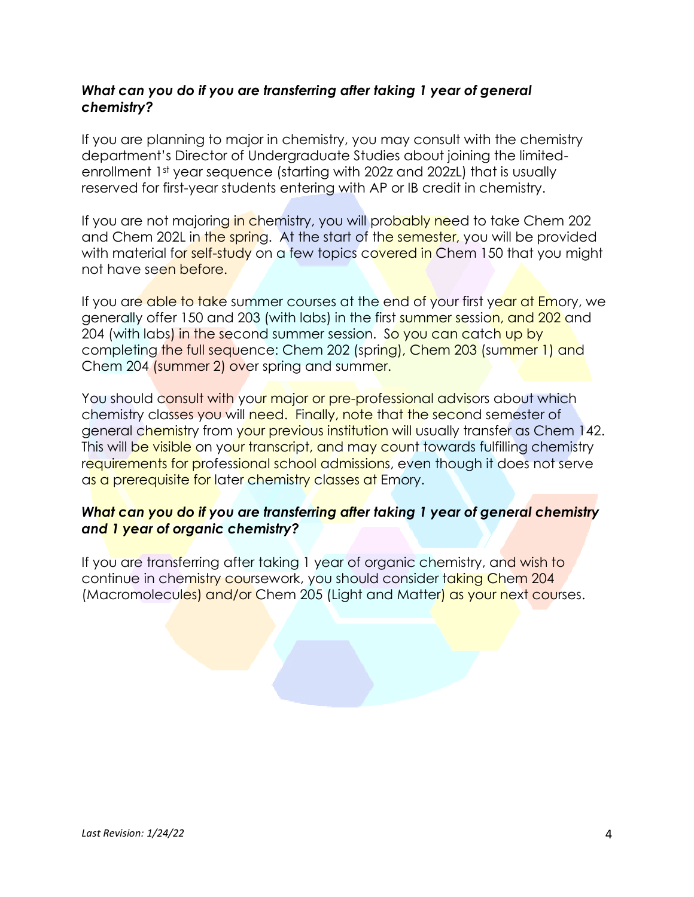### *What can you do if you are transferring after taking 1 year of general chemistry?*

If you are planning to major in chemistry, you may consult with the chemistry department's Director of Undergraduate Studies about joining the limited-enrollment 1st year sequence (starting with 202z and 202zL) that is usually reserved for first-year students entering with AP or IB credit in chemistry.

If you are not majoring in chemistry, you will probably need to take Chem 202 and Chem 202L in the spring. At the start of the semester, you will be provided with material for self-study on a few topics covered in Chem 150 that you might not have seen before.

If you are able to take summer courses at the end of your first year at Emory, we generally offer 150 and 203 (with labs) in the first summer session, and 202 and 204 (with labs) in the second summer session. So you can catch up by completing the full sequence: Chem 202 (spring), Chem 203 (summer 1) and Chem 204 (summer 2) over spring and summer.

You should consult with your major or pre-professional advisors about which chemistry classes you will need. Finally, note that the second semester of general chemistry from your previous institution will usually transfer as Chem 142. This will be visible on your transcript, and may count towards fulfilling chemistry requirements for professional school admissions, even though it does not serve as a prerequisite for later chemistry classes at Emory.

### *What can you do if you are transferring after taking 1 year of general chemistry and 1 year of organic chemistry?*

If you are transferring after taking 1 year of organic chemistry, and wish to continue in chemistry coursework, you should consider taking Chem 204 (Macromolecules) and/or Chem 205 (Light and Matter) as your next courses.

*Last Revision: 1/24/22*